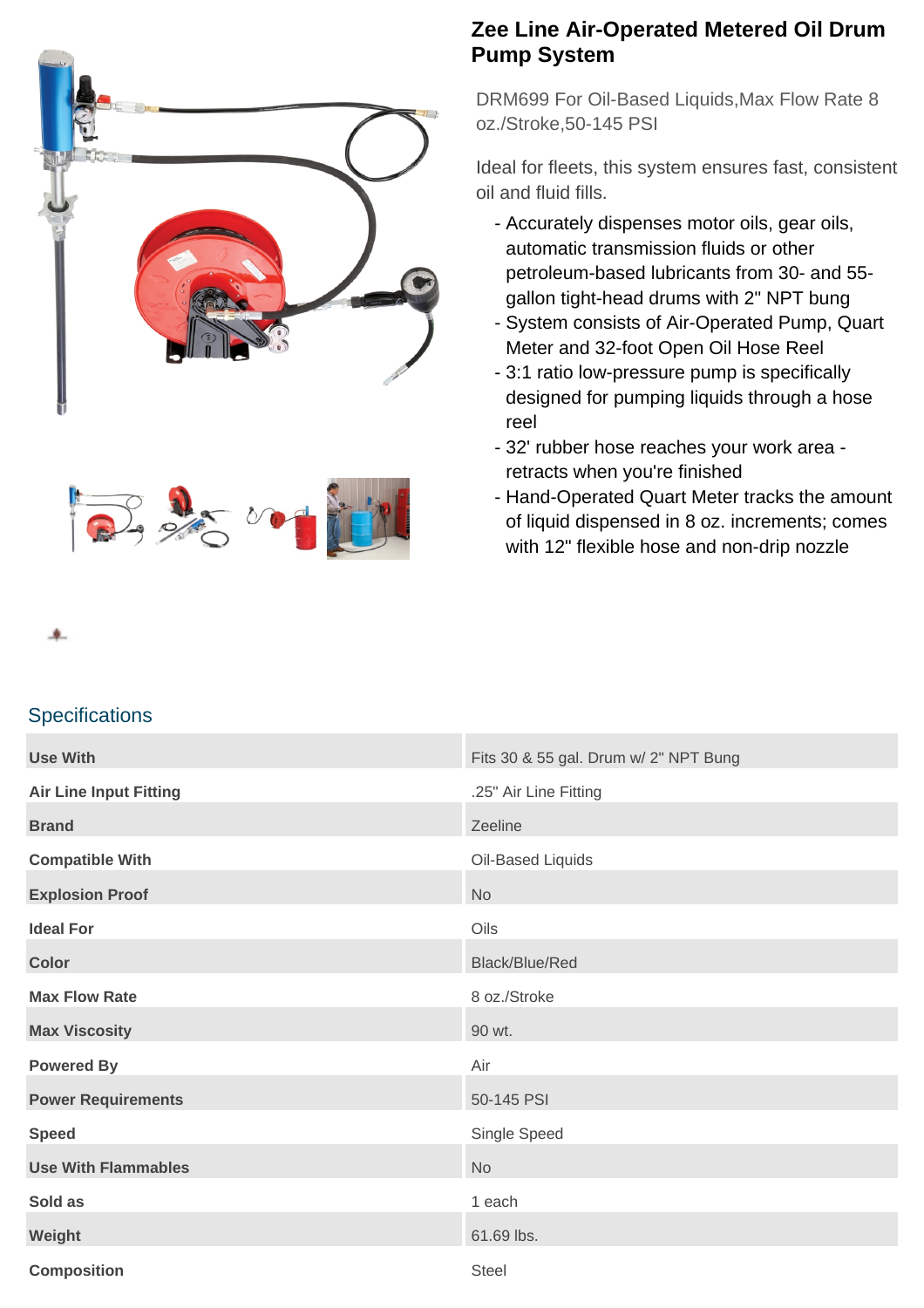# Zee Line Air-Operated Metered Oil Drum Pump System

DRM699 For Oil-Based Liquids,Max Flow Rate 8 oz./Stroke,50-145 PSI

Ideal for fleets, this system ensures fast, consistent oil and fluid fills.

- Accurately dispenses motor oils, gear oils, automatic transmission fluids or other petroleum-based lubricants from 30- and 55-gallon tight-head drums with 2" NPT bung
- System consists of Air-Operated Pump, Quart Meter and 32-foot Open Oil Hose Reel
- 3:1 ratio low-pressure pump is specifically designed for pumping liquids through a hose reel
- 32' rubber hose reaches your work area - retracts when you're finished
- Hand-Operated Quart Meter tracks the amount of liquid dispensed in 8 oz. increments; comes with 12" flexible hose and non-drip nozzle

## Specifications

| | |
|---|---|
| **Use With** | Fits 30 & 55 gal. Drum w/ 2" NPT Bung |
| **Air Line Input Fitting** | .25" Air Line Fitting |
| **Brand** | Zeeline |
| **Compatible With** | Oil-Based Liquids |
| **Explosion Proof** | No |
| **Ideal For** | Oils |
| **Color** | Black/Blue/Red |
| **Max Flow Rate** | 8 oz./Stroke |
| **Max Viscosity** | 90 wt. |
| **Powered By** | Air |
| **Power Requirements** | 50-145 PSI |
| **Speed** | Single Speed |
| **Use With Flammables** | No |
| **Sold as** | 1 each |
| **Weight** | 61.69 lbs. |
| **Composition** | Steel |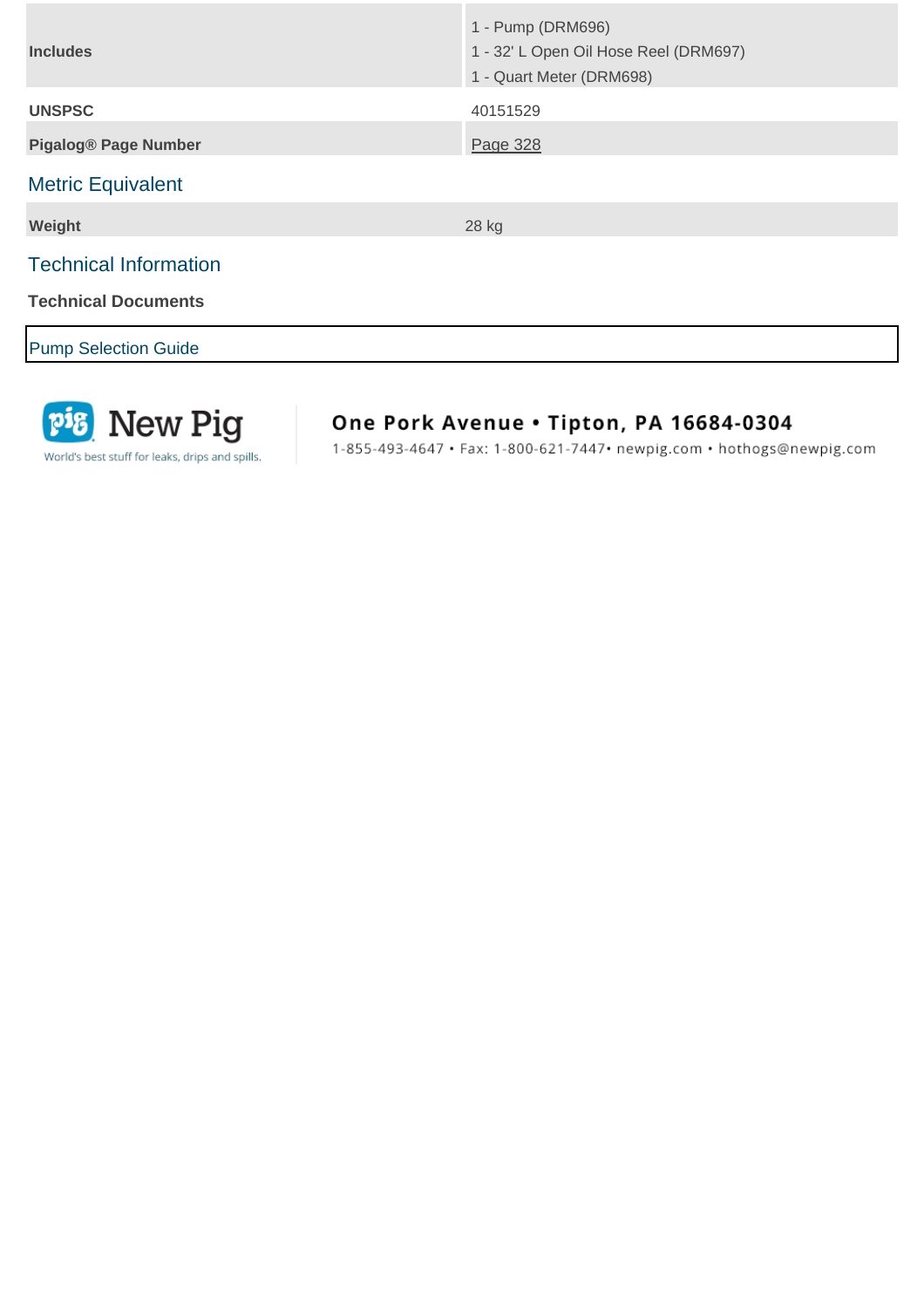| | |
|---|---|
| **Includes** | 1 - Pump (DRM696)<br>1 - 32' L Open Oil Hose Reel (DRM697)<br>1 - Quart Meter (DRM698) |
| **UNSPSC** | 40151529 |
| **Pigalog® Page Number** | Page 328 |

## Metric Equivalent

| | |
|---|---|
| **Weight** | 28 kg |

## Technical Information

**Technical Documents**

Pump Selection Guide

New Pig
World's best stuff for leaks, drips and spills.

One Pork Avenue • Tipton, PA 16684-0304
1-855-493-4647 • Fax: 1-800-621-7447• newpig.com • hothogs@newpig.com